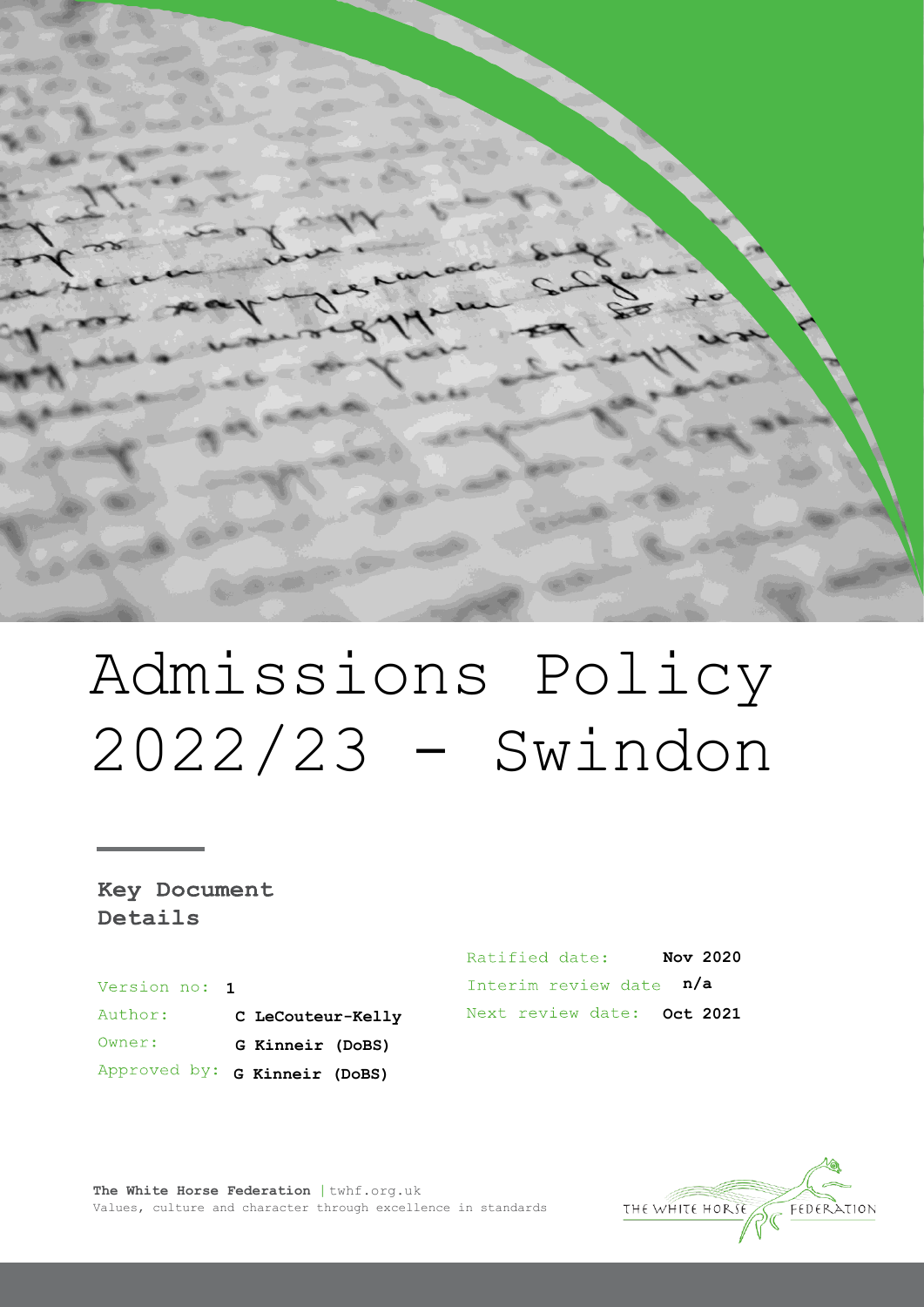# Admissions Policy 2022/23 - Swindon

## Key Document Details

| | |
|---|---|
| Version no: | 1 |
| Author: | C LeCouteur-Kelly |
| Owner: | G Kinneir (DoBS) |
| Approved by: | G Kinneir (DoBS) |
| Ratified date: | Nov 2020 |
| Interim review date | n/a |
| Next review date: | Oct 2021 |

**The White Horse Federation** | twhf.org.uk
Values, culture and character through excellence in standards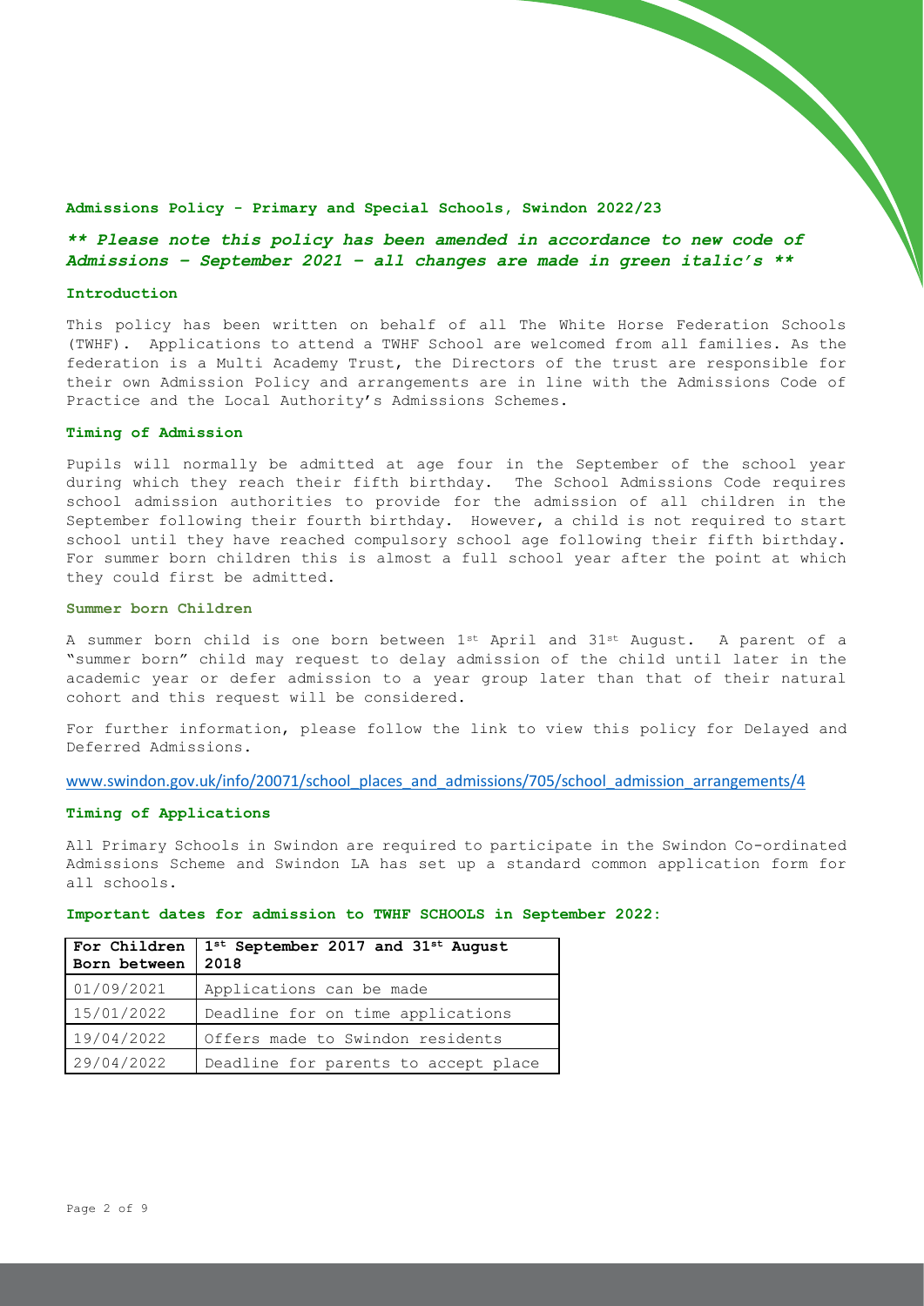## Admissions Policy - Primary and Special Schools, Swindon 2022/23

***\*\* Please note this policy has been amended in accordance to new code of Admissions – September 2021 – all changes are made in green italic's \*\****

### Introduction

This policy has been written on behalf of all The White Horse Federation Schools (TWHF). Applications to attend a TWHF School are welcomed from all families. As the federation is a Multi Academy Trust, the Directors of the trust are responsible for their own Admission Policy and arrangements are in line with the Admissions Code of Practice and the Local Authority's Admissions Schemes.

### Timing of Admission

Pupils will normally be admitted at age four in the September of the school year during which they reach their fifth birthday. The School Admissions Code requires school admission authorities to provide for the admission of all children in the September following their fourth birthday. However, a child is not required to start school until they have reached compulsory school age following their fifth birthday. For summer born children this is almost a full school year after the point at which they could first be admitted.

### Summer born Children

A summer born child is one born between 1st April and 31st August. A parent of a "summer born" child may request to delay admission of the child until later in the academic year or defer admission to a year group later than that of their natural cohort and this request will be considered.

For further information, please follow the link to view this policy for Delayed and Deferred Admissions.

www.swindon.gov.uk/info/20071/school_places_and_admissions/705/school_admission_arrangements/4

### Timing of Applications

All Primary Schools in Swindon are required to participate in the Swindon Co-ordinated Admissions Scheme and Swindon LA has set up a standard common application form for all schools.

**Important dates for admission to TWHF SCHOOLS in September 2022:**

| For Children Born between | 1st September 2017 and 31st August 2018 |
|---|---|
| 01/09/2021 | Applications can be made |
| 15/01/2022 | Deadline for on time applications |
| 19/04/2022 | Offers made to Swindon residents |
| 29/04/2022 | Deadline for parents to accept place |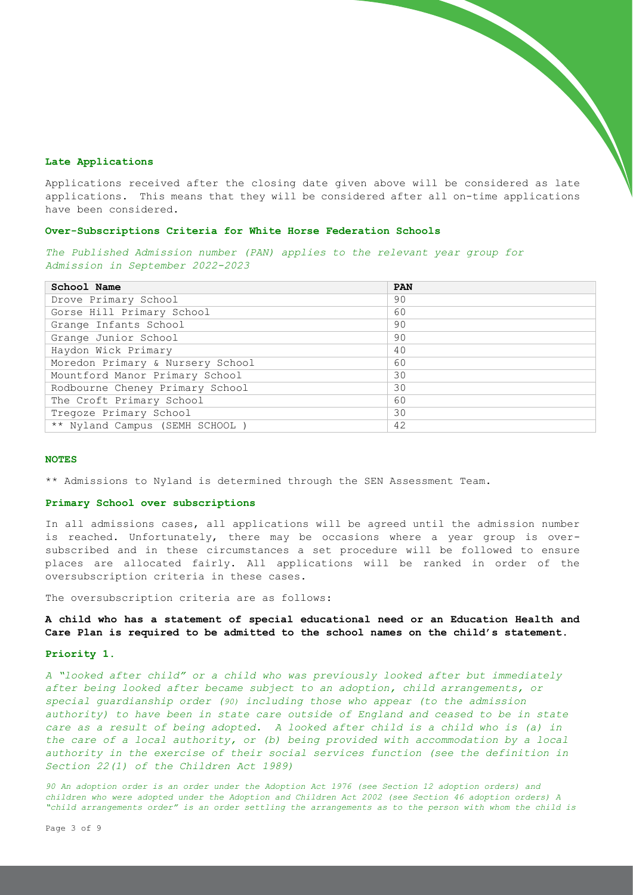### Late Applications

Applications received after the closing date given above will be considered as late applications. This means that they will be considered after all on-time applications have been considered.

### Over-Subscriptions Criteria for White Horse Federation Schools

*The Published Admission number (PAN) applies to the relevant year group for Admission in September 2022-2023*

| School Name | PAN |
|---|---|
| Drove Primary School | 90 |
| Gorse Hill Primary School | 60 |
| Grange Infants School | 90 |
| Grange Junior School | 90 |
| Haydon Wick Primary | 40 |
| Moredon Primary & Nursery School | 60 |
| Mountford Manor Primary School | 30 |
| Rodbourne Cheney Primary School | 30 |
| The Croft Primary School | 60 |
| Tregoze Primary School | 30 |
| ** Nyland Campus (SEMH SCHOOL ) | 42 |

### NOTES

** Admissions to Nyland is determined through the SEN Assessment Team.

### Primary School over subscriptions

In all admissions cases, all applications will be agreed until the admission number is reached. Unfortunately, there may be occasions where a year group is over-subscribed and in these circumstances a set procedure will be followed to ensure places are allocated fairly. All applications will be ranked in order of the oversubscription criteria in these cases.

The oversubscription criteria are as follows:

**A child who has a statement of special educational need or an Education Health and Care Plan is required to be admitted to the school names on the child's statement.**

### Priority 1.

*A "looked after child" or a child who was previously looked after but immediately after being looked after became subject to an adoption, child arrangements, or special guardianship order (90) including those who appear (to the admission authority) to have been in state care outside of England and ceased to be in state care as a result of being adopted. A looked after child is a child who is (a) in the care of a local authority, or (b) being provided with accommodation by a local authority in the exercise of their social services function (see the definition in Section 22(1) of the Children Act 1989)*

*90 An adoption order is an order under the Adoption Act 1976 (see Section 12 adoption orders) and children who were adopted under the Adoption and Children Act 2002 (see Section 46 adoption orders) A "child arrangements order" is an order settling the arrangements as to the person with whom the child is*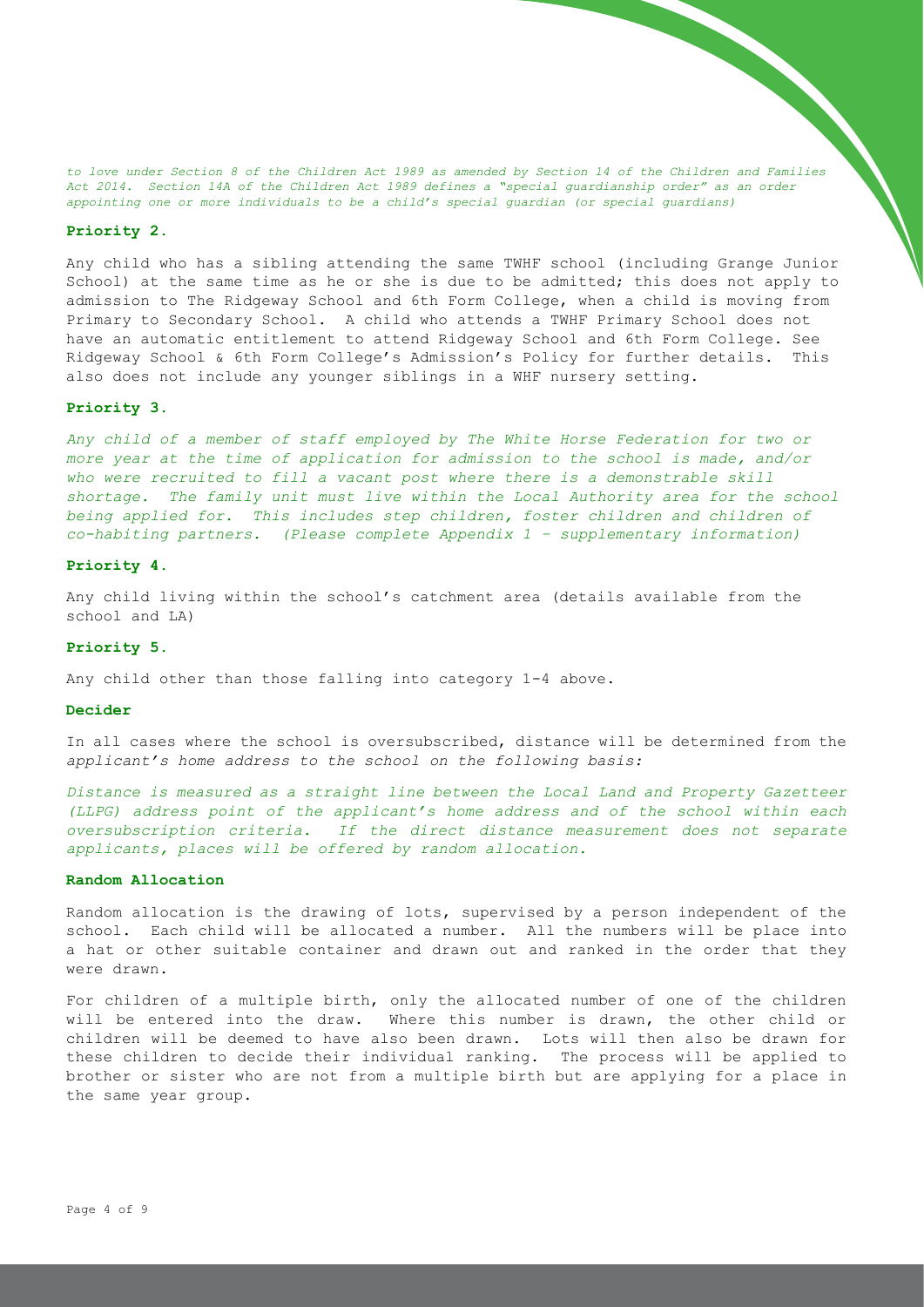*to love under Section 8 of the Children Act 1989 as amended by Section 14 of the Children and Families Act 2014. Section 14A of the Children Act 1989 defines a "special guardianship order" as an order appointing one or more individuals to be a child's special guardian (or special guardians)*

**Priority 2.**

Any child who has a sibling attending the same TWHF school (including Grange Junior School) at the same time as he or she is due to be admitted; this does not apply to admission to The Ridgeway School and 6th Form College, when a child is moving from Primary to Secondary School. A child who attends a TWHF Primary School does not have an automatic entitlement to attend Ridgeway School and 6th Form College. See Ridgeway School & 6th Form College's Admission's Policy for further details. This also does not include any younger siblings in a WHF nursery setting.

**Priority 3.**

*Any child of a member of staff employed by The White Horse Federation for two or more year at the time of application for admission to the school is made, and/or who were recruited to fill a vacant post where there is a demonstrable skill shortage. The family unit must live within the Local Authority area for the school being applied for. This includes step children, foster children and children of co-habiting partners. (Please complete Appendix 1 – supplementary information)*

**Priority 4.**

Any child living within the school's catchment area (details available from the school and LA)

**Priority 5.**

Any child other than those falling into category 1-4 above.

**Decider**

In all cases where the school is oversubscribed, distance will be determined from the *applicant's home address to the school on the following basis:*

*Distance is measured as a straight line between the Local Land and Property Gazetteer (LLPG) address point of the applicant's home address and of the school within each oversubscription criteria. If the direct distance measurement does not separate applicants, places will be offered by random allocation.*

**Random Allocation**

Random allocation is the drawing of lots, supervised by a person independent of the school. Each child will be allocated a number. All the numbers will be place into a hat or other suitable container and drawn out and ranked in the order that they were drawn.

For children of a multiple birth, only the allocated number of one of the children will be entered into the draw. Where this number is drawn, the other child or children will be deemed to have also been drawn. Lots will then also be drawn for these children to decide their individual ranking. The process will be applied to brother or sister who are not from a multiple birth but are applying for a place in the same year group.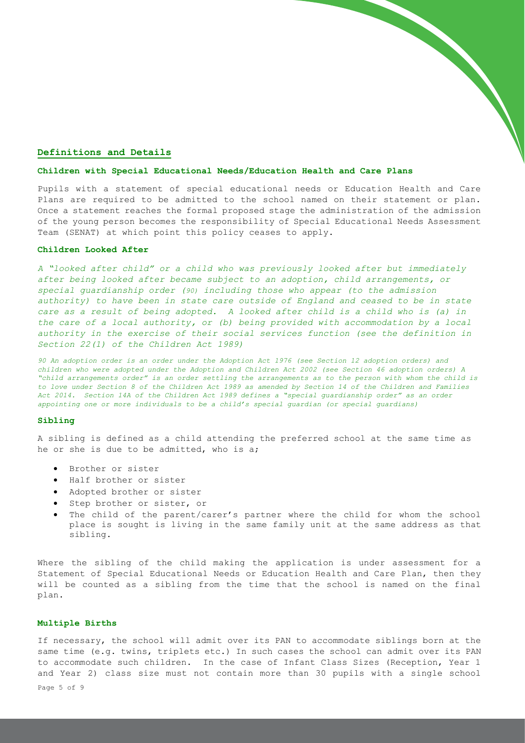## Definitions and Details

### Children with Special Educational Needs/Education Health and Care Plans

Pupils with a statement of special educational needs or Education Health and Care Plans are required to be admitted to the school named on their statement or plan. Once a statement reaches the formal proposed stage the administration of the admission of the young person becomes the responsibility of Special Educational Needs Assessment Team (SENAT) at which point this policy ceases to apply.

### Children Looked After

*A "looked after child" or a child who was previously looked after but immediately after being looked after became subject to an adoption, child arrangements, or special guardianship order (90) including those who appear (to the admission authority) to have been in state care outside of England and ceased to be in state care as a result of being adopted. A looked after child is a child who is (a) in the care of a local authority, or (b) being provided with accommodation by a local authority in the exercise of their social services function (see the definition in Section 22(1) of the Children Act 1989)*

*90 An adoption order is an order under the Adoption Act 1976 (see Section 12 adoption orders) and children who were adopted under the Adoption and Children Act 2002 (see Section 46 adoption orders) A "child arrangements order" is an order settling the arrangements as to the person with whom the child is to love under Section 8 of the Children Act 1989 as amended by Section 14 of the Children and Families Act 2014. Section 14A of the Children Act 1989 defines a "special guardianship order" as an order appointing one or more individuals to be a child's special guardian (or special guardians)*

### Sibling

A sibling is defined as a child attending the preferred school at the same time as he or she is due to be admitted, who is a;

- Brother or sister
- Half brother or sister
- Adopted brother or sister
- Step brother or sister, or
- The child of the parent/carer's partner where the child for whom the school place is sought is living in the same family unit at the same address as that sibling.

Where the sibling of the child making the application is under assessment for a Statement of Special Educational Needs or Education Health and Care Plan, then they will be counted as a sibling from the time that the school is named on the final plan.

### Multiple Births

If necessary, the school will admit over its PAN to accommodate siblings born at the same time (e.g. twins, triplets etc.) In such cases the school can admit over its PAN to accommodate such children. In the case of Infant Class Sizes (Reception, Year 1 and Year 2) class size must not contain more than 30 pupils with a single school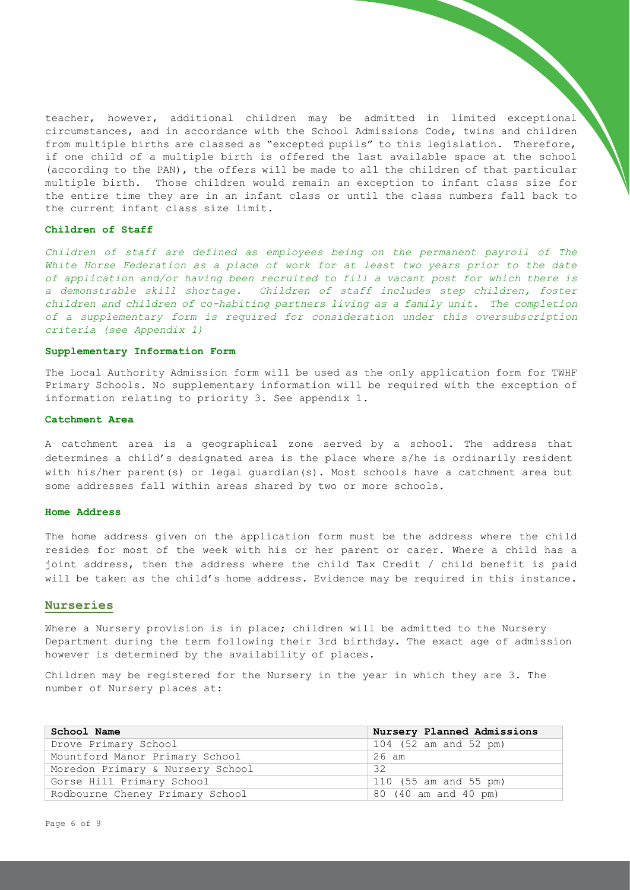teacher, however, additional children may be admitted in limited exceptional circumstances, and in accordance with the School Admissions Code, twins and children from multiple births are classed as "excepted pupils" to this legislation. Therefore, if one child of a multiple birth is offered the last available space at the school (according to the PAN), the offers will be made to all the children of that particular multiple birth. Those children would remain an exception to infant class size for the entire time they are in an infant class or until the class numbers fall back to the current infant class size limit.

### Children of Staff

*Children of staff are defined as employees being on the permanent payroll of The White Horse Federation as a place of work for at least two years prior to the date of application and/or having been recruited to fill a vacant post for which there is a demonstrable skill shortage. Children of staff includes step children, foster children and children of co-habiting partners living as a family unit. The completion of a supplementary form is required for consideration under this oversubscription criteria (see Appendix 1)*

### Supplementary Information Form

The Local Authority Admission form will be used as the only application form for TWHF Primary Schools. No supplementary information will be required with the exception of information relating to priority 3. See appendix 1.

### Catchment Area

A catchment area is a geographical zone served by a school. The address that determines a child's designated area is the place where s/he is ordinarily resident with his/her parent(s) or legal guardian(s). Most schools have a catchment area but some addresses fall within areas shared by two or more schools.

### Home Address

The home address given on the application form must be the address where the child resides for most of the week with his or her parent or carer. Where a child has a joint address, then the address where the child Tax Credit / child benefit is paid will be taken as the child's home address. Evidence may be required in this instance.

## Nurseries

Where a Nursery provision is in place; children will be admitted to the Nursery Department during the term following their 3rd birthday. The exact age of admission however is determined by the availability of places.

Children may be registered for the Nursery in the year in which they are 3. The number of Nursery places at:

| School Name | Nursery Planned Admissions |
|---|---|
| Drove Primary School | 104 (52 am and 52 pm) |
| Mountford Manor Primary School | 26 am |
| Moredon Primary & Nursery School | 32 |
| Gorse Hill Primary School | 110 (55 am and 55 pm) |
| Rodbourne Cheney Primary School | 80 (40 am and 40 pm) |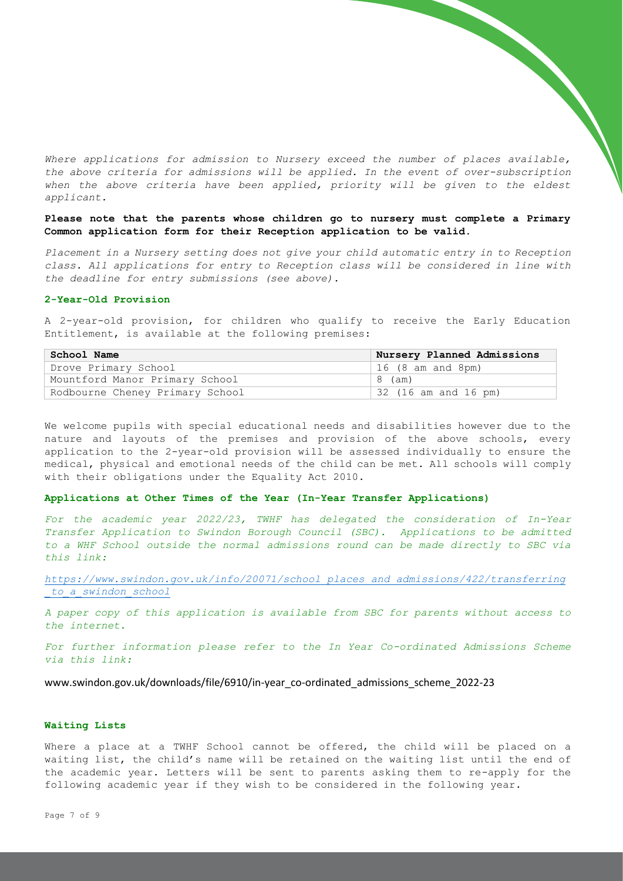*Where applications for admission to Nursery exceed the number of places available, the above criteria for admissions will be applied. In the event of over-subscription when the above criteria have been applied, priority will be given to the eldest applicant.*

**Please note that the parents whose children go to nursery must complete a Primary Common application form for their Reception application to be valid.**

*Placement in a Nursery setting does not give your child automatic entry in to Reception class. All applications for entry to Reception class will be considered in line with the deadline for entry submissions (see above).*

### 2-Year-Old Provision

A 2-year-old provision, for children who qualify to receive the Early Education Entitlement, is available at the following premises:

| School Name | Nursery Planned Admissions |
|---|---|
| Drove Primary School | 16 (8 am and 8pm) |
| Mountford Manor Primary School | 8 (am) |
| Rodbourne Cheney Primary School | 32 (16 am and 16 pm) |

We welcome pupils with special educational needs and disabilities however due to the nature and layouts of the premises and provision of the above schools, every application to the 2-year-old provision will be assessed individually to ensure the medical, physical and emotional needs of the child can be met. All schools will comply with their obligations under the Equality Act 2010.

### Applications at Other Times of the Year (In-Year Transfer Applications)

*For the academic year 2022/23, TWHF has delegated the consideration of In-Year Transfer Application to Swindon Borough Council (SBC). Applications to be admitted to a WHF School outside the normal admissions round can be made directly to SBC via this link:*

*https://www.swindon.gov.uk/info/20071/school_places_and_admissions/422/transferring_to_a_swindon_school*

*A paper copy of this application is available from SBC for parents without access to the internet.*

*For further information please refer to the In Year Co-ordinated Admissions Scheme via this link:*

www.swindon.gov.uk/downloads/file/6910/in-year_co-ordinated_admissions_scheme_2022-23

### Waiting Lists

Where a place at a TWHF School cannot be offered, the child will be placed on a waiting list, the child's name will be retained on the waiting list until the end of the academic year. Letters will be sent to parents asking them to re-apply for the following academic year if they wish to be considered in the following year.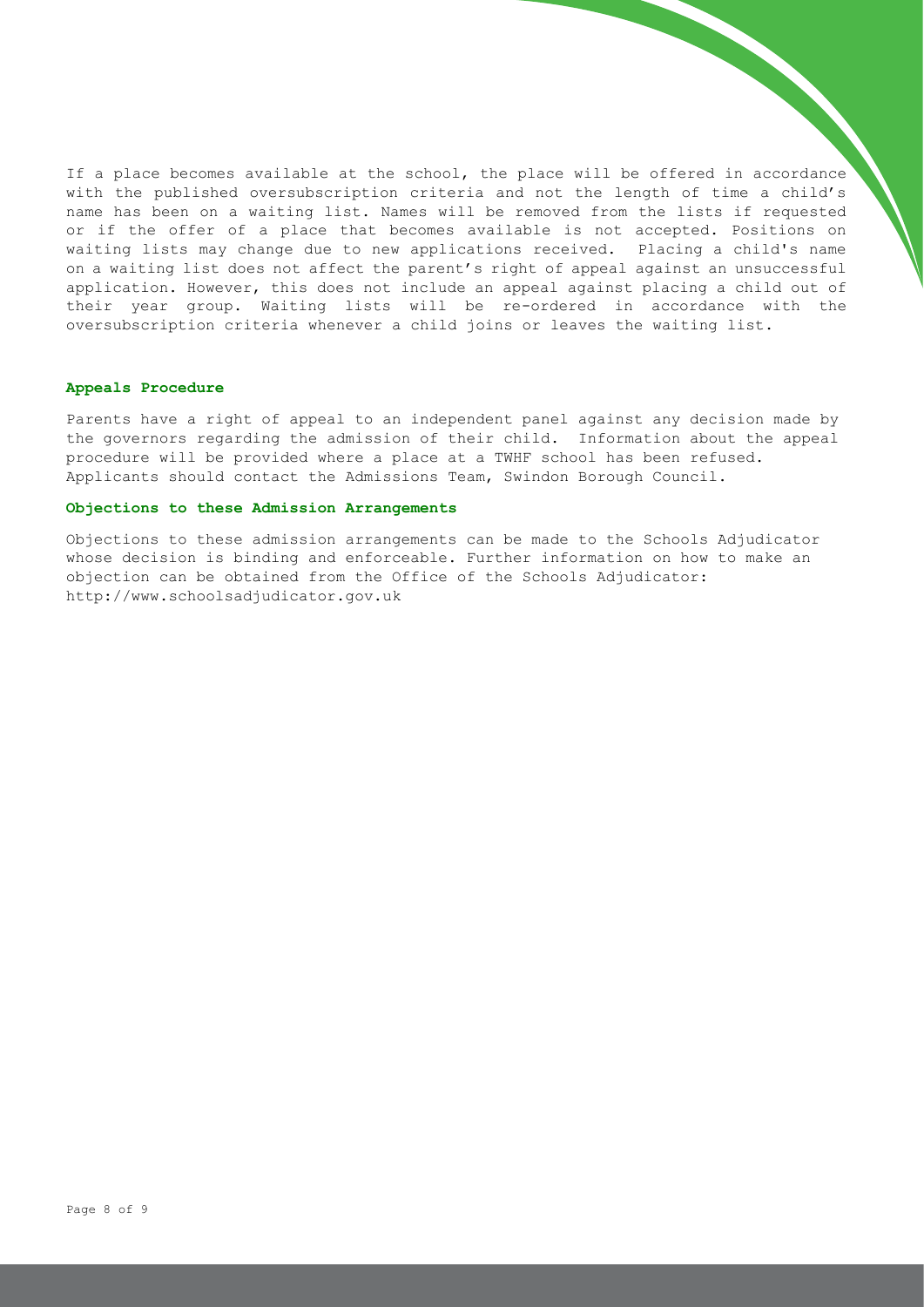If a place becomes available at the school, the place will be offered in accordance with the published oversubscription criteria and not the length of time a child's name has been on a waiting list. Names will be removed from the lists if requested or if the offer of a place that becomes available is not accepted. Positions on waiting lists may change due to new applications received. Placing a child's name on a waiting list does not affect the parent's right of appeal against an unsuccessful application. However, this does not include an appeal against placing a child out of their year group. Waiting lists will be re-ordered in accordance with the oversubscription criteria whenever a child joins or leaves the waiting list.

### Appeals Procedure

Parents have a right of appeal to an independent panel against any decision made by the governors regarding the admission of their child. Information about the appeal procedure will be provided where a place at a TWHF school has been refused. Applicants should contact the Admissions Team, Swindon Borough Council.

### Objections to these Admission Arrangements

Objections to these admission arrangements can be made to the Schools Adjudicator whose decision is binding and enforceable. Further information on how to make an objection can be obtained from the Office of the Schools Adjudicator: http://www.schoolsadjudicator.gov.uk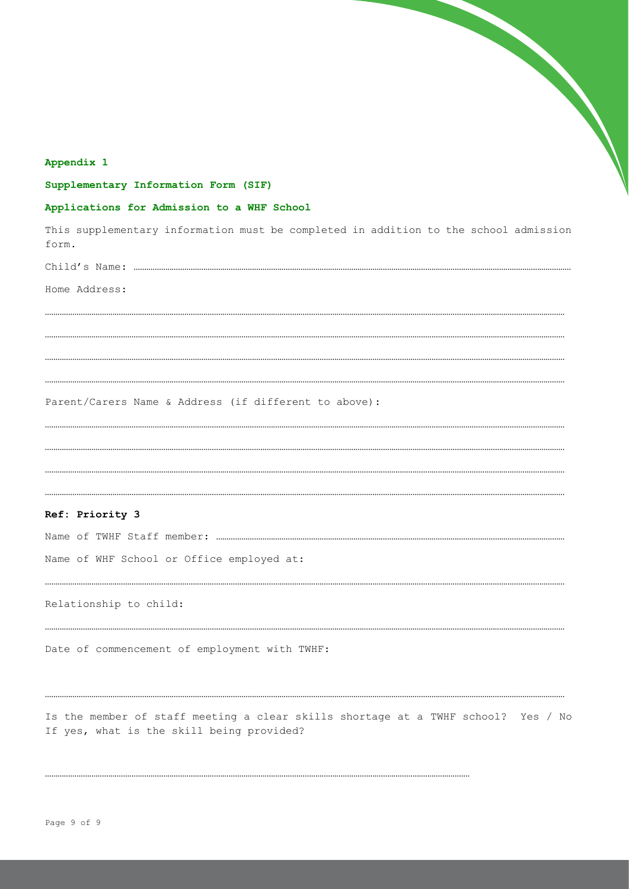**Appendix 1**

**Supplementary Information Form (SIF)**

**Applications for Admission to a WHF School**

This supplementary information must be completed in addition to the school admission form.

Child's Name: ..............................................................................................................................................

Home Address:

..............................................................................................................................................

..............................................................................................................................................

..............................................................................................................................................

..............................................................................................................................................

Parent/Carers Name & Address (if different to above):

..............................................................................................................................................

..............................................................................................................................................

..............................................................................................................................................

..............................................................................................................................................

**Ref: Priority 3**

Name of TWHF Staff member: ..............................................................................................................................................

Name of WHF School or Office employed at:

..............................................................................................................................................

Relationship to child:

..............................................................................................................................................

Date of commencement of employment with TWHF:

..............................................................................................................................................

Is the member of staff meeting a clear skills shortage at a TWHF school? Yes / No
If yes, what is the skill being provided?

..............................................................................................................................................